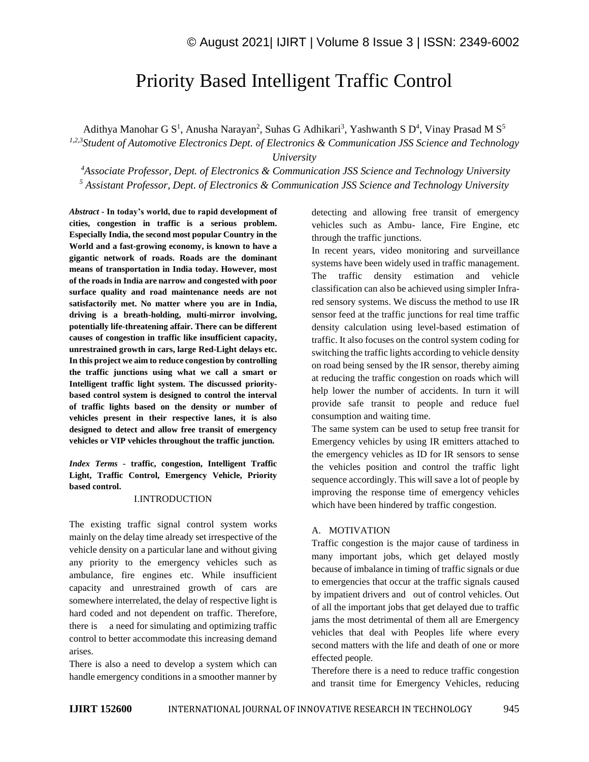# Priority Based Intelligent Traffic Control

Adithya Manohar G S[1], Anusha Narayan[2], Suhas G Adhikari[3], Yashwanth S D[4], Vinay Prasad M S[5]

*[1,2,3]Student of Automotive Electronics Dept. of Electronics & Communication JSS Science and Technology University*

*[4]Associate Professor, Dept. of Electronics & Communication JSS Science and Technology University*

*[5] Assistant Professor, Dept. of Electronics & Communication JSS Science and Technology University*

***Abstract* - In today's world, due to rapid development of cities, congestion in traffic is a serious problem. Especially India, the second most popular Country in the World and a fast-growing economy, is known to have a gigantic network of roads. Roads are the dominant means of transportation in India today. However, most of the roads in India are narrow and congested with poor surface quality and road maintenance needs are not satisfactorily met. No matter where you are in India, driving is a breath-holding, multi-mirror involving, potentially life-threatening affair. There can be different causes of congestion in traffic like insufficient capacity, unrestrained growth in cars, large Red-Light delays etc. In this project we aim to reduce congestion by controlling the traffic junctions using what we call a smart or Intelligent traffic light system. The discussed priority-based control system is designed to control the interval of traffic lights based on the density or number of vehicles present in their respective lanes, it is also designed to detect and allow free transit of emergency vehicles or VIP vehicles throughout the traffic junction.**

***Index Terms* - traffic, congestion, Intelligent Traffic Light, Traffic Control, Emergency Vehicle, Priority based control.**

## I.INTRODUCTION

The existing traffic signal control system works mainly on the delay time already set irrespective of the vehicle density on a particular lane and without giving any priority to the emergency vehicles such as ambulance, fire engines etc. While insufficient capacity and unrestrained growth of cars are somewhere interrelated, the delay of respective light is hard coded and not dependent on traffic. Therefore, there is a need for simulating and optimizing traffic control to better accommodate this increasing demand arises.

There is also a need to develop a system which can handle emergency conditions in a smoother manner by detecting and allowing free transit of emergency vehicles such as Ambu- lance, Fire Engine, etc through the traffic junctions.

In recent years, video monitoring and surveillance systems have been widely used in traffic management. The traffic density estimation and vehicle classification can also be achieved using simpler Infra-red sensory systems. We discuss the method to use IR sensor feed at the traffic junctions for real time traffic density calculation using level-based estimation of traffic. It also focuses on the control system coding for switching the traffic lights according to vehicle density on road being sensed by the IR sensor, thereby aiming at reducing the traffic congestion on roads which will help lower the number of accidents. In turn it will provide safe transit to people and reduce fuel consumption and waiting time.

The same system can be used to setup free transit for Emergency vehicles by using IR emitters attached to the emergency vehicles as ID for IR sensors to sense the vehicles position and control the traffic light sequence accordingly. This will save a lot of people by improving the response time of emergency vehicles which have been hindered by traffic congestion.

### A. MOTIVATION

Traffic congestion is the major cause of tardiness in many important jobs, which get delayed mostly because of imbalance in timing of traffic signals or due to emergencies that occur at the traffic signals caused by impatient drivers and out of control vehicles. Out of all the important jobs that get delayed due to traffic jams the most detrimental of them all are Emergency vehicles that deal with Peoples life where every second matters with the life and death of one or more effected people.

Therefore there is a need to reduce traffic congestion and transit time for Emergency Vehicles, reducing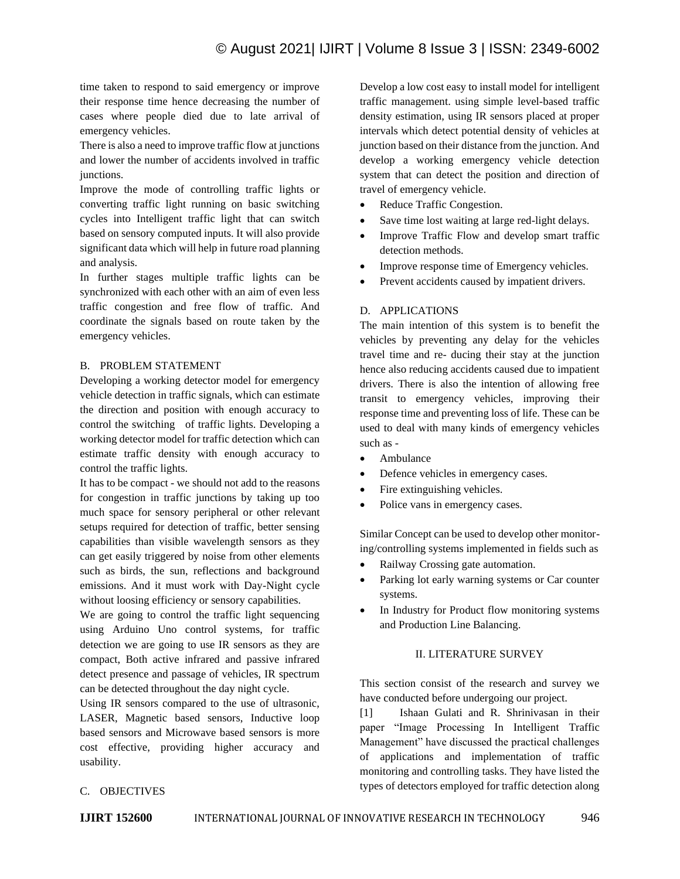time taken to respond to said emergency or improve their response time hence decreasing the number of cases where people died due to late arrival of emergency vehicles.

There is also a need to improve traffic flow at junctions and lower the number of accidents involved in traffic junctions.

Improve the mode of controlling traffic lights or converting traffic light running on basic switching cycles into Intelligent traffic light that can switch based on sensory computed inputs. It will also provide significant data which will help in future road planning and analysis.

In further stages multiple traffic lights can be synchronized with each other with an aim of even less traffic congestion and free flow of traffic. And coordinate the signals based on route taken by the emergency vehicles.

### B. PROBLEM STATEMENT

Developing a working detector model for emergency vehicle detection in traffic signals, which can estimate the direction and position with enough accuracy to control the switching of traffic lights. Developing a working detector model for traffic detection which can estimate traffic density with enough accuracy to control the traffic lights.

It has to be compact - we should not add to the reasons for congestion in traffic junctions by taking up too much space for sensory peripheral or other relevant setups required for detection of traffic, better sensing capabilities than visible wavelength sensors as they can get easily triggered by noise from other elements such as birds, the sun, reflections and background emissions. And it must work with Day-Night cycle without loosing efficiency or sensory capabilities.

We are going to control the traffic light sequencing using Arduino Uno control systems, for traffic detection we are going to use IR sensors as they are compact, Both active infrared and passive infrared detect presence and passage of vehicles, IR spectrum can be detected throughout the day night cycle.

Using IR sensors compared to the use of ultrasonic, LASER, Magnetic based sensors, Inductive loop based sensors and Microwave based sensors is more cost effective, providing higher accuracy and usability.

### C. OBJECTIVES

Develop a low cost easy to install model for intelligent traffic management. using simple level-based traffic density estimation, using IR sensors placed at proper intervals which detect potential density of vehicles at junction based on their distance from the junction. And develop a working emergency vehicle detection system that can detect the position and direction of travel of emergency vehicle.

- Reduce Traffic Congestion.
- Save time lost waiting at large red-light delays.
- Improve Traffic Flow and develop smart traffic detection methods.
- Improve response time of Emergency vehicles.
- Prevent accidents caused by impatient drivers.

### D. APPLICATIONS

The main intention of this system is to benefit the vehicles by preventing any delay for the vehicles travel time and re- ducing their stay at the junction hence also reducing accidents caused due to impatient drivers. There is also the intention of allowing free transit to emergency vehicles, improving their response time and preventing loss of life. These can be used to deal with many kinds of emergency vehicles such as -

- Ambulance
- Defence vehicles in emergency cases.
- Fire extinguishing vehicles.
- Police vans in emergency cases.

Similar Concept can be used to develop other monitoring/controlling systems implemented in fields such as

- Railway Crossing gate automation.
- Parking lot early warning systems or Car counter systems.
- In Industry for Product flow monitoring systems and Production Line Balancing.

## II. LITERATURE SURVEY

This section consist of the research and survey we have conducted before undergoing our project.

[1] Ishaan Gulati and R. Shrinivasan in their paper "Image Processing In Intelligent Traffic Management" have discussed the practical challenges of applications and implementation of traffic monitoring and controlling tasks. They have listed the types of detectors employed for traffic detection along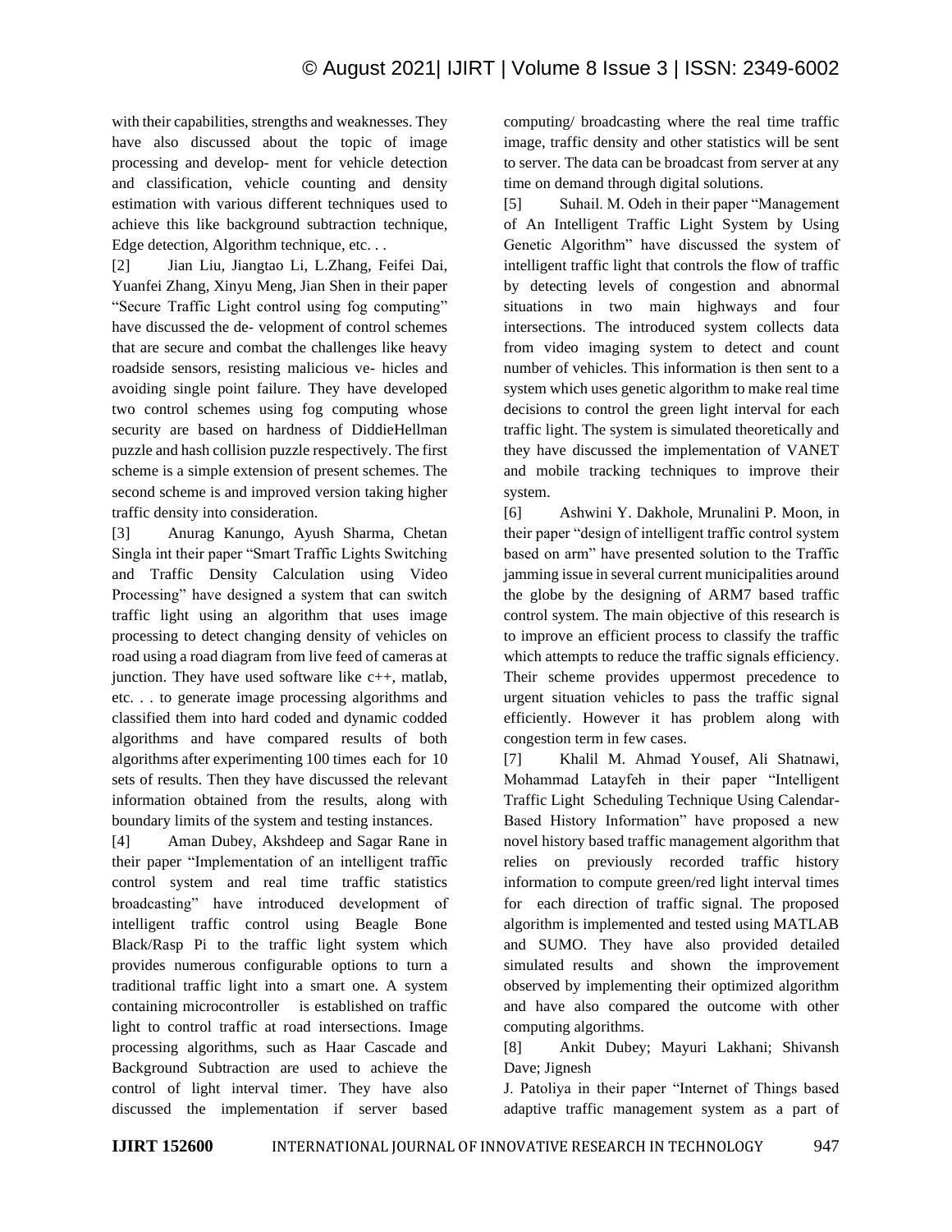with their capabilities, strengths and weaknesses. They have also discussed about the topic of image processing and develop- ment for vehicle detection and classification, vehicle counting and density estimation with various different techniques used to achieve this like background subtraction technique, Edge detection, Algorithm technique, etc. . .

[2] Jian Liu, Jiangtao Li, L.Zhang, Feifei Dai, Yuanfei Zhang, Xinyu Meng, Jian Shen in their paper "Secure Traffic Light control using fog computing" have discussed the de- velopment of control schemes that are secure and combat the challenges like heavy roadside sensors, resisting malicious ve- hicles and avoiding single point failure. They have developed two control schemes using fog computing whose security are based on hardness of DiddieHellman puzzle and hash collision puzzle respectively. The first scheme is a simple extension of present schemes. The second scheme is and improved version taking higher traffic density into consideration.

[3] Anurag Kanungo, Ayush Sharma, Chetan Singla int their paper "Smart Traffic Lights Switching and Traffic Density Calculation using Video Processing" have designed a system that can switch traffic light using an algorithm that uses image processing to detect changing density of vehicles on road using a road diagram from live feed of cameras at junction. They have used software like c++, matlab, etc. . . to generate image processing algorithms and classified them into hard coded and dynamic codded algorithms and have compared results of both algorithms after experimenting 100 times each for 10 sets of results. Then they have discussed the relevant information obtained from the results, along with boundary limits of the system and testing instances.

[4] Aman Dubey, Akshdeep and Sagar Rane in their paper "Implementation of an intelligent traffic control system and real time traffic statistics broadcasting" have introduced development of intelligent traffic control using Beagle Bone Black/Rasp Pi to the traffic light system which provides numerous configurable options to turn a traditional traffic light into a smart one. A system containing microcontroller is established on traffic light to control traffic at road intersections. Image processing algorithms, such as Haar Cascade and Background Subtraction are used to achieve the control of light interval timer. They have also discussed the implementation if server based computing/ broadcasting where the real time traffic image, traffic density and other statistics will be sent to server. The data can be broadcast from server at any time on demand through digital solutions.

[5] Suhail. M. Odeh in their paper "Management of An Intelligent Traffic Light System by Using Genetic Algorithm" have discussed the system of intelligent traffic light that controls the flow of traffic by detecting levels of congestion and abnormal situations in two main highways and four intersections. The introduced system collects data from video imaging system to detect and count number of vehicles. This information is then sent to a system which uses genetic algorithm to make real time decisions to control the green light interval for each traffic light. The system is simulated theoretically and they have discussed the implementation of VANET and mobile tracking techniques to improve their system.

[6] Ashwini Y. Dakhole, Mrunalini P. Moon, in their paper "design of intelligent traffic control system based on arm" have presented solution to the Traffic jamming issue in several current municipalities around the globe by the designing of ARM7 based traffic control system. The main objective of this research is to improve an efficient process to classify the traffic which attempts to reduce the traffic signals efficiency. Their scheme provides uppermost precedence to urgent situation vehicles to pass the traffic signal efficiently. However it has problem along with congestion term in few cases.

[7] Khalil M. Ahmad Yousef, Ali Shatnawi, Mohammad Latayfeh in their paper "Intelligent Traffic Light Scheduling Technique Using Calendar-Based History Information" have proposed a new novel history based traffic management algorithm that relies on previously recorded traffic history information to compute green/red light interval times for each direction of traffic signal. The proposed algorithm is implemented and tested using MATLAB and SUMO. They have also provided detailed simulated results and shown the improvement observed by implementing their optimized algorithm and have also compared the outcome with other computing algorithms.

[8] Ankit Dubey; Mayuri Lakhani; Shivansh Dave; Jignesh J. Patoliya in their paper "Internet of Things based adaptive traffic management system as a part of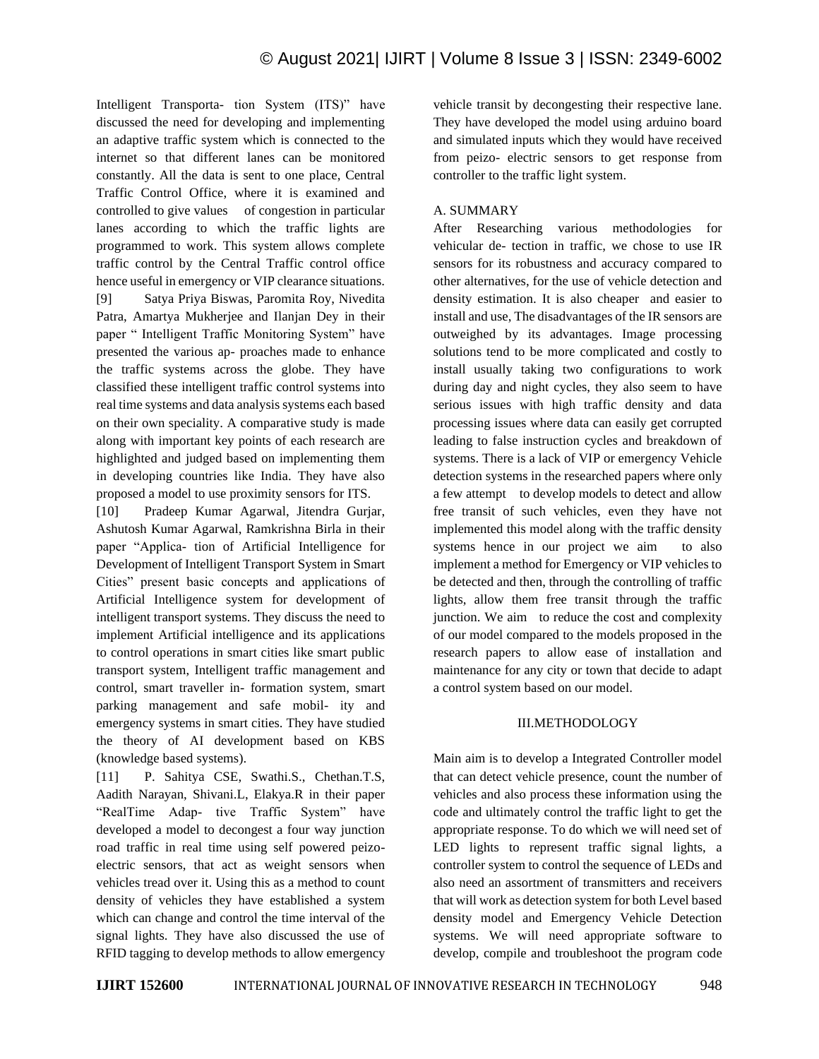Intelligent Transporta- tion System (ITS)" have discussed the need for developing and implementing an adaptive traffic system which is connected to the internet so that different lanes can be monitored constantly. All the data is sent to one place, Central Traffic Control Office, where it is examined and controlled to give values of congestion in particular lanes according to which the traffic lights are programmed to work. This system allows complete traffic control by the Central Traffic control office hence useful in emergency or VIP clearance situations.

[9] Satya Priya Biswas, Paromita Roy, Nivedita Patra, Amartya Mukherjee and Ilanjan Dey in their paper " Intelligent Traffic Monitoring System" have presented the various ap- proaches made to enhance the traffic systems across the globe. They have classified these intelligent traffic control systems into real time systems and data analysis systems each based on their own speciality. A comparative study is made along with important key points of each research are highlighted and judged based on implementing them in developing countries like India. They have also proposed a model to use proximity sensors for ITS.

[10] Pradeep Kumar Agarwal, Jitendra Gurjar, Ashutosh Kumar Agarwal, Ramkrishna Birla in their paper "Applica- tion of Artificial Intelligence for Development of Intelligent Transport System in Smart Cities" present basic concepts and applications of Artificial Intelligence system for development of intelligent transport systems. They discuss the need to implement Artificial intelligence and its applications to control operations in smart cities like smart public transport system, Intelligent traffic management and control, smart traveller in- formation system, smart parking management and safe mobil- ity and emergency systems in smart cities. They have studied the theory of AI development based on KBS (knowledge based systems).

[11] P. Sahitya CSE, Swathi.S., Chethan.T.S, Aadith Narayan, Shivani.L, Elakya.R in their paper "RealTime Adap- tive Traffic System" have developed a model to decongest a four way junction road traffic in real time using self powered peizo- electric sensors, that act as weight sensors when vehicles tread over it. Using this as a method to count density of vehicles they have established a system which can change and control the time interval of the signal lights. They have also discussed the use of RFID tagging to develop methods to allow emergency vehicle transit by decongesting their respective lane. They have developed the model using arduino board and simulated inputs which they would have received from peizo- electric sensors to get response from controller to the traffic light system.

### A. SUMMARY

After Researching various methodologies for vehicular de- tection in traffic, we chose to use IR sensors for its robustness and accuracy compared to other alternatives, for the use of vehicle detection and density estimation. It is also cheaper and easier to install and use, The disadvantages of the IR sensors are outweighed by its advantages. Image processing solutions tend to be more complicated and costly to install usually taking two configurations to work during day and night cycles, they also seem to have serious issues with high traffic density and data processing issues where data can easily get corrupted leading to false instruction cycles and breakdown of systems. There is a lack of VIP or emergency Vehicle detection systems in the researched papers where only a few attempt to develop models to detect and allow free transit of such vehicles, even they have not implemented this model along with the traffic density systems hence in our project we aim to also implement a method for Emergency or VIP vehicles to be detected and then, through the controlling of traffic lights, allow them free transit through the traffic junction. We aim to reduce the cost and complexity of our model compared to the models proposed in the research papers to allow ease of installation and maintenance for any city or town that decide to adapt a control system based on our model.

## III.METHODOLOGY

Main aim is to develop a Integrated Controller model that can detect vehicle presence, count the number of vehicles and also process these information using the code and ultimately control the traffic light to get the appropriate response. To do which we will need set of LED lights to represent traffic signal lights, a controller system to control the sequence of LEDs and also need an assortment of transmitters and receivers that will work as detection system for both Level based density model and Emergency Vehicle Detection systems. We will need appropriate software to develop, compile and troubleshoot the program code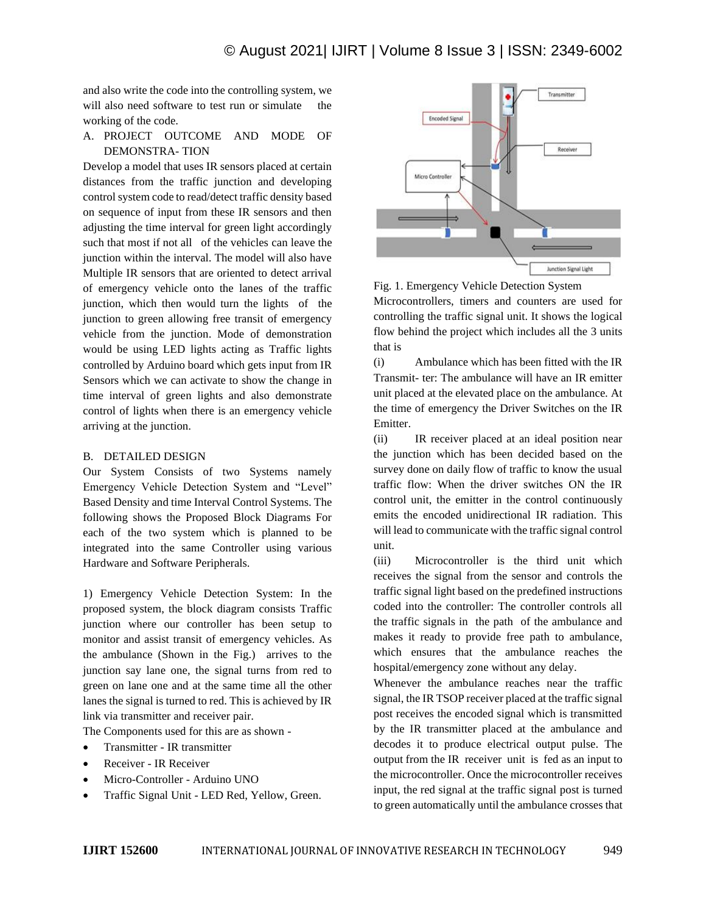and also write the code into the controlling system, we will also need software to test run or simulate the working of the code.

A. PROJECT OUTCOME AND MODE OF DEMONSTRA- TION

Develop a model that uses IR sensors placed at certain distances from the traffic junction and developing control system code to read/detect traffic density based on sequence of input from these IR sensors and then adjusting the time interval for green light accordingly such that most if not all of the vehicles can leave the junction within the interval. The model will also have Multiple IR sensors that are oriented to detect arrival of emergency vehicle onto the lanes of the traffic junction, which then would turn the lights of the junction to green allowing free transit of emergency vehicle from the junction. Mode of demonstration would be using LED lights acting as Traffic lights controlled by Arduino board which gets input from IR Sensors which we can activate to show the change in time interval of green lights and also demonstrate control of lights when there is an emergency vehicle arriving at the junction.

B. DETAILED DESIGN

Our System Consists of two Systems namely Emergency Vehicle Detection System and "Level" Based Density and time Interval Control Systems. The following shows the Proposed Block Diagrams For each of the two system which is planned to be integrated into the same Controller using various Hardware and Software Peripherals.

1) Emergency Vehicle Detection System: In the proposed system, the block diagram consists Traffic junction where our controller has been setup to monitor and assist transit of emergency vehicles. As the ambulance (Shown in the Fig.) arrives to the junction say lane one, the signal turns from red to green on lane one and at the same time all the other lanes the signal is turned to red. This is achieved by IR link via transmitter and receiver pair.

The Components used for this are as shown -

- Transmitter - IR transmitter
- Receiver - IR Receiver
- Micro-Controller - Arduino UNO
- Traffic Signal Unit - LED Red, Yellow, Green.

Fig. 1. Emergency Vehicle Detection System

Microcontrollers, timers and counters are used for controlling the traffic signal unit. It shows the logical flow behind the project which includes all the 3 units that is

(i) Ambulance which has been fitted with the IR Transmit- ter: The ambulance will have an IR emitter unit placed at the elevated place on the ambulance. At the time of emergency the Driver Switches on the IR Emitter.

(ii) IR receiver placed at an ideal position near the junction which has been decided based on the survey done on daily flow of traffic to know the usual traffic flow: When the driver switches ON the IR control unit, the emitter in the control continuously emits the encoded unidirectional IR radiation. This will lead to communicate with the traffic signal control unit.

(iii) Microcontroller is the third unit which receives the signal from the sensor and controls the traffic signal light based on the predefined instructions coded into the controller: The controller controls all the traffic signals in the path of the ambulance and makes it ready to provide free path to ambulance, which ensures that the ambulance reaches the hospital/emergency zone without any delay.

Whenever the ambulance reaches near the traffic signal, the IR TSOP receiver placed at the traffic signal post receives the encoded signal which is transmitted by the IR transmitter placed at the ambulance and decodes it to produce electrical output pulse. The output from the IR receiver unit is fed as an input to the microcontroller. Once the microcontroller receives input, the red signal at the traffic signal post is turned to green automatically until the ambulance crosses that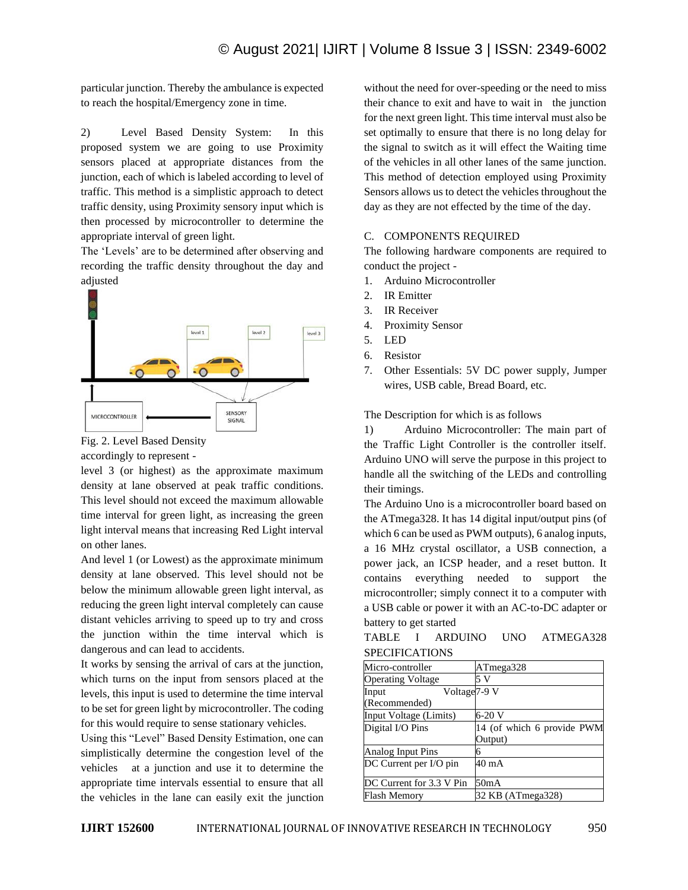particular junction. Thereby the ambulance is expected to reach the hospital/Emergency zone in time.

2) Level Based Density System: In this proposed system we are going to use Proximity sensors placed at appropriate distances from the junction, each of which is labeled according to level of traffic. This method is a simplistic approach to detect traffic density, using Proximity sensory input which is then processed by microcontroller to determine the appropriate interval of green light.

The 'Levels' are to be determined after observing and recording the traffic density throughout the day and adjusted accordingly to represent -

Fig. 2. Level Based Density

level 3 (or highest) as the approximate maximum density at lane observed at peak traffic conditions. This level should not exceed the maximum allowable time interval for green light, as increasing the green light interval means that increasing Red Light interval on other lanes.

And level 1 (or Lowest) as the approximate minimum density at lane observed. This level should not be below the minimum allowable green light interval, as reducing the green light interval completely can cause distant vehicles arriving to speed up to try and cross the junction within the time interval which is dangerous and can lead to accidents.

It works by sensing the arrival of cars at the junction, which turns on the input from sensors placed at the levels, this input is used to determine the time interval to be set for green light by microcontroller. The coding for this would require to sense stationary vehicles.

Using this "Level" Based Density Estimation, one can simplistically determine the congestion level of the vehicles at a junction and use it to determine the appropriate time intervals essential to ensure that all the vehicles in the lane can easily exit the junction without the need for over-speeding or the need to miss their chance to exit and have to wait in the junction for the next green light. This time interval must also be set optimally to ensure that there is no long delay for the signal to switch as it will effect the Waiting time of the vehicles in all other lanes of the same junction. This method of detection employed using Proximity Sensors allows us to detect the vehicles throughout the day as they are not effected by the time of the day.

### C. COMPONENTS REQUIRED

The following hardware components are required to conduct the project -

1. Arduino Microcontroller
2. IR Emitter
3. IR Receiver
4. Proximity Sensor
5. LED
6. Resistor
7. Other Essentials: 5V DC power supply, Jumper wires, USB cable, Bread Board, etc.

The Description for which is as follows

1) Arduino Microcontroller: The main part of the Traffic Light Controller is the controller itself. Arduino UNO will serve the purpose in this project to handle all the switching of the LEDs and controlling their timings.

The Arduino Uno is a microcontroller board based on the ATmega328. It has 14 digital input/output pins (of which 6 can be used as PWM outputs), 6 analog inputs, a 16 MHz crystal oscillator, a USB connection, a power jack, an ICSP header, and a reset button. It contains everything needed to support the microcontroller; simply connect it to a computer with a USB cable or power it with an AC-to-DC adapter or battery to get started

TABLE I ARDUINO UNO ATMEGA328 SPECIFICATIONS

| Micro-controller | ATmega328 |
|---|---|
| Operating Voltage | 5 V |
| Input Voltage (Recommended) | 7-9 V |
| Input Voltage (Limits) | 6-20 V |
| Digital I/O Pins | 14 (of which 6 provide PWM Output) |
| Analog Input Pins | 6 |
| DC Current per I/O pin | 40 mA |
| DC Current for 3.3 V Pin | 50mA |
| Flash Memory | 32 KB (ATmega328) |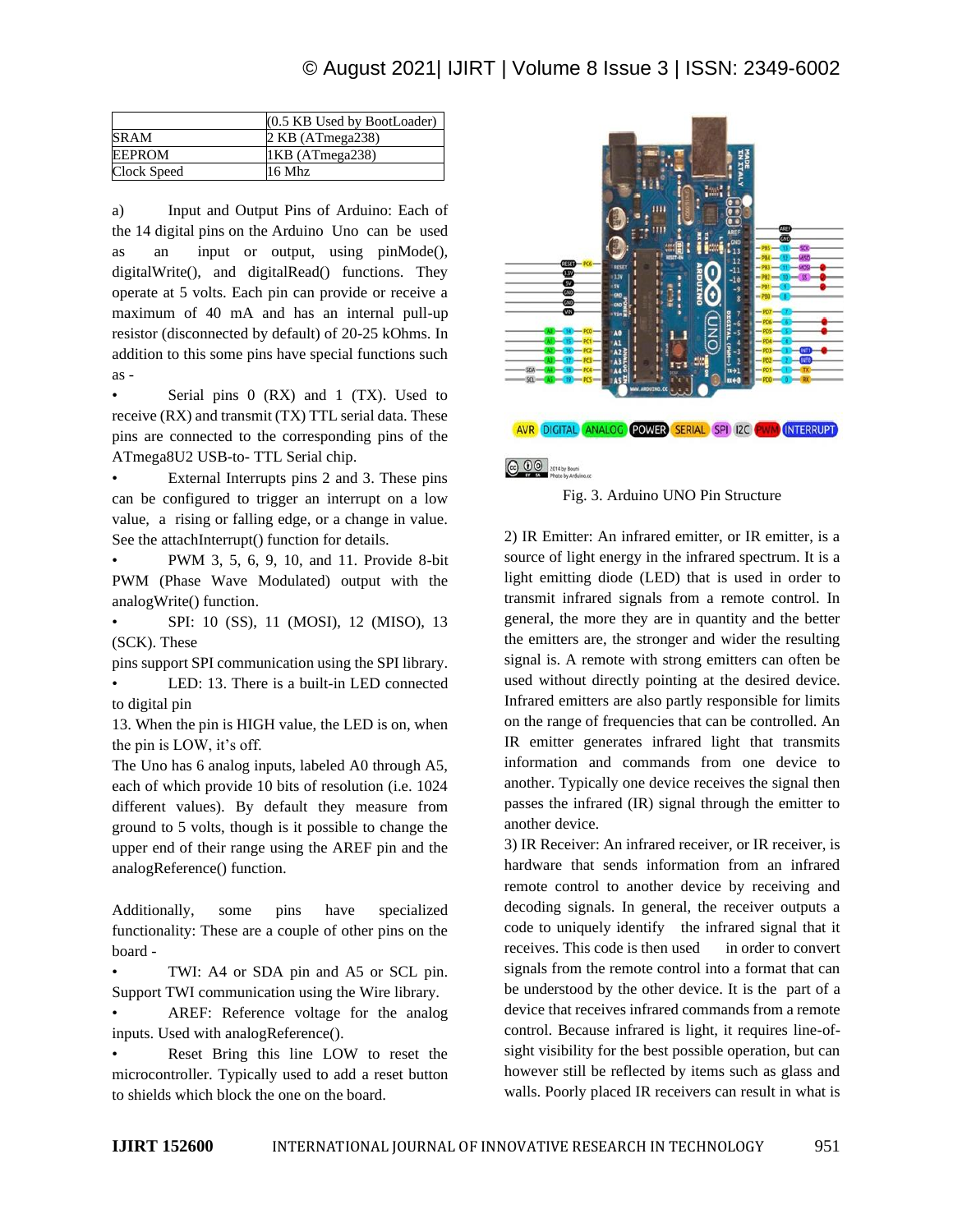| | (0.5 KB Used by BootLoader) |
|---|---|
| SRAM | 2 KB (ATmega238) |
| EEPROM | 1KB (ATmega238) |
| Clock Speed | 16 Mhz |

a) Input and Output Pins of Arduino: Each of the 14 digital pins on the Arduino Uno can be used as an input or output, using pinMode(), digitalWrite(), and digitalRead() functions. They operate at 5 volts. Each pin can provide or receive a maximum of 40 mA and has an internal pull-up resistor (disconnected by default) of 20-25 kOhms. In addition to this some pins have special functions such as -

- Serial pins 0 (RX) and 1 (TX). Used to receive (RX) and transmit (TX) TTL serial data. These pins are connected to the corresponding pins of the ATmega8U2 USB-to- TTL Serial chip.
- External Interrupts pins 2 and 3. These pins can be configured to trigger an interrupt on a low value, a rising or falling edge, or a change in value. See the attachInterrupt() function for details.
- PWM 3, 5, 6, 9, 10, and 11. Provide 8-bit PWM (Phase Wave Modulated) output with the analogWrite() function.
- SPI: 10 (SS), 11 (MOSI), 12 (MISO), 13 (SCK). These pins support SPI communication using the SPI library.
- LED: 13. There is a built-in LED connected to digital pin 13. When the pin is HIGH value, the LED is on, when the pin is LOW, it's off.

The Uno has 6 analog inputs, labeled A0 through A5, each of which provide 10 bits of resolution (i.e. 1024 different values). By default they measure from ground to 5 volts, though is it possible to change the upper end of their range using the AREF pin and the analogReference() function.

Additionally, some pins have specialized functionality: These are a couple of other pins on the board -

- TWI: A4 or SDA pin and A5 or SCL pin. Support TWI communication using the Wire library.
- AREF: Reference voltage for the analog inputs. Used with analogReference().
- Reset Bring this line LOW to reset the microcontroller. Typically used to add a reset button to shields which block the one on the board.

Fig. 3. Arduino UNO Pin Structure

2) IR Emitter: An infrared emitter, or IR emitter, is a source of light energy in the infrared spectrum. It is a light emitting diode (LED) that is used in order to transmit infrared signals from a remote control. In general, the more they are in quantity and the better the emitters are, the stronger and wider the resulting signal is. A remote with strong emitters can often be used without directly pointing at the desired device. Infrared emitters are also partly responsible for limits on the range of frequencies that can be controlled. An IR emitter generates infrared light that transmits information and commands from one device to another. Typically one device receives the signal then passes the infrared (IR) signal through the emitter to another device.

3) IR Receiver: An infrared receiver, or IR receiver, is hardware that sends information from an infrared remote control to another device by receiving and decoding signals. In general, the receiver outputs a code to uniquely identify the infrared signal that it receives. This code is then used in order to convert signals from the remote control into a format that can be understood by the other device. It is the part of a device that receives infrared commands from a remote control. Because infrared is light, it requires line-of-sight visibility for the best possible operation, but can however still be reflected by items such as glass and walls. Poorly placed IR receivers can result in what is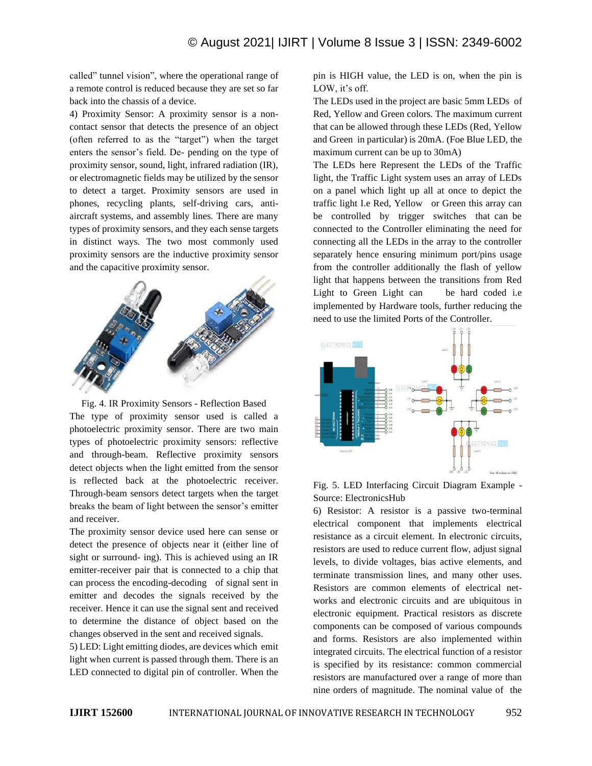called" tunnel vision", where the operational range of a remote control is reduced because they are set so far back into the chassis of a device.

4) Proximity Sensor: A proximity sensor is a non-contact sensor that detects the presence of an object (often referred to as the "target") when the target enters the sensor's field. De- pending on the type of proximity sensor, sound, light, infrared radiation (IR), or electromagnetic fields may be utilized by the sensor to detect a target. Proximity sensors are used in phones, recycling plants, self-driving cars, anti-aircraft systems, and assembly lines. There are many types of proximity sensors, and they each sense targets in distinct ways. The two most commonly used proximity sensors are the inductive proximity sensor and the capacitive proximity sensor.

Fig. 4. IR Proximity Sensors - Reflection Based

The type of proximity sensor used is called a photoelectric proximity sensor. There are two main types of photoelectric proximity sensors: reflective and through-beam. Reflective proximity sensors detect objects when the light emitted from the sensor is reflected back at the photoelectric receiver. Through-beam sensors detect targets when the target breaks the beam of light between the sensor's emitter and receiver.

The proximity sensor device used here can sense or detect the presence of objects near it (either line of sight or surround- ing). This is achieved using an IR emitter-receiver pair that is connected to a chip that can process the encoding-decoding of signal sent in emitter and decodes the signals received by the receiver. Hence it can use the signal sent and received to determine the distance of object based on the changes observed in the sent and received signals.

5) LED: Light emitting diodes, are devices which emit light when current is passed through them. There is an LED connected to digital pin of controller. When the pin is HIGH value, the LED is on, when the pin is LOW, it's off.

The LEDs used in the project are basic 5mm LEDs of Red, Yellow and Green colors. The maximum current that can be allowed through these LEDs (Red, Yellow and Green in particular) is 20mA. (Foe Blue LED, the maximum current can be up to 30mA)

The LEDs here Represent the LEDs of the Traffic light, the Traffic Light system uses an array of LEDs on a panel which light up all at once to depict the traffic light I.e Red, Yellow or Green this array can be controlled by trigger switches that can be connected to the Controller eliminating the need for connecting all the LEDs in the array to the controller separately hence ensuring minimum port/pins usage from the controller additionally the flash of yellow light that happens between the transitions from Red Light to Green Light can be hard coded i.e implemented by Hardware tools, further reducing the need to use the limited Ports of the Controller.

Fig. 5. LED Interfacing Circuit Diagram Example - Source: ElectronicsHub

6) Resistor: A resistor is a passive two-terminal electrical component that implements electrical resistance as a circuit element. In electronic circuits, resistors are used to reduce current flow, adjust signal levels, to divide voltages, bias active elements, and terminate transmission lines, and many other uses. Resistors are common elements of electrical net- works and electronic circuits and are ubiquitous in electronic equipment. Practical resistors as discrete components can be composed of various compounds and forms. Resistors are also implemented within integrated circuits. The electrical function of a resistor is specified by its resistance: common commercial resistors are manufactured over a range of more than nine orders of magnitude. The nominal value of the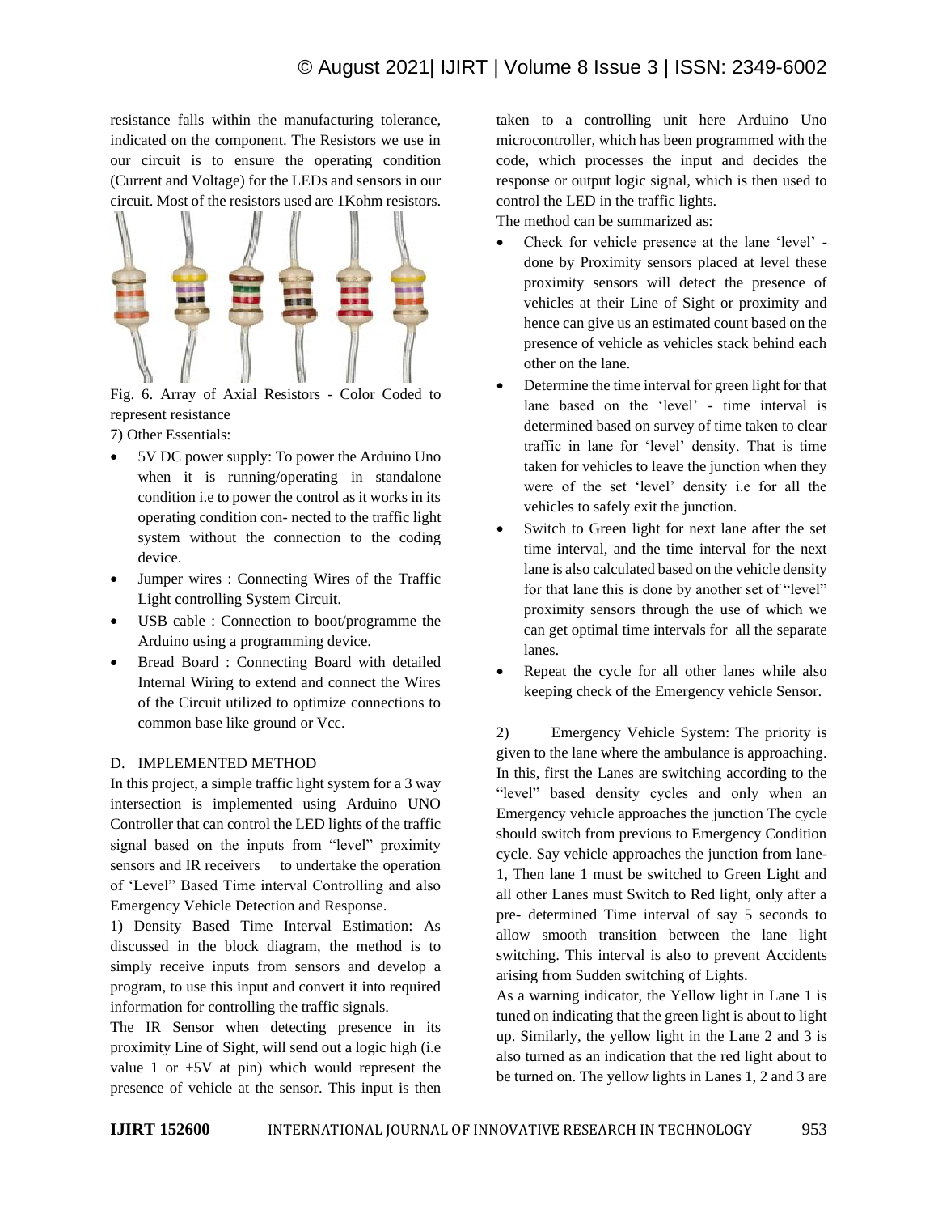resistance falls within the manufacturing tolerance, indicated on the component. The Resistors we use in our circuit is to ensure the operating condition (Current and Voltage) for the LEDs and sensors in our circuit. Most of the resistors used are 1Kohm resistors.

Fig. 6. Array of Axial Resistors - Color Coded to represent resistance

7) Other Essentials:

- 5V DC power supply: To power the Arduino Uno when it is running/operating in standalone condition i.e to power the control as it works in its operating condition con- nected to the traffic light system without the connection to the coding device.
- Jumper wires : Connecting Wires of the Traffic Light controlling System Circuit.
- USB cable : Connection to boot/programme the Arduino using a programming device.
- Bread Board : Connecting Board with detailed Internal Wiring to extend and connect the Wires of the Circuit utilized to optimize connections to common base like ground or Vcc.

D. IMPLEMENTED METHOD

In this project, a simple traffic light system for a 3 way intersection is implemented using Arduino UNO Controller that can control the LED lights of the traffic signal based on the inputs from "level" proximity sensors and IR receivers to undertake the operation of 'Level" Based Time interval Controlling and also Emergency Vehicle Detection and Response.

1) Density Based Time Interval Estimation: As discussed in the block diagram, the method is to simply receive inputs from sensors and develop a program, to use this input and convert it into required information for controlling the traffic signals.

The IR Sensor when detecting presence in its proximity Line of Sight, will send out a logic high (i.e value 1 or +5V at pin) which would represent the presence of vehicle at the sensor. This input is then taken to a controlling unit here Arduino Uno microcontroller, which has been programmed with the code, which processes the input and decides the response or output logic signal, which is then used to control the LED in the traffic lights.

The method can be summarized as:

- Check for vehicle presence at the lane 'level' - done by Proximity sensors placed at level these proximity sensors will detect the presence of vehicles at their Line of Sight or proximity and hence can give us an estimated count based on the presence of vehicle as vehicles stack behind each other on the lane.
- Determine the time interval for green light for that lane based on the 'level' - time interval is determined based on survey of time taken to clear traffic in lane for 'level' density. That is time taken for vehicles to leave the junction when they were of the set 'level' density i.e for all the vehicles to safely exit the junction.
- Switch to Green light for next lane after the set time interval, and the time interval for the next lane is also calculated based on the vehicle density for that lane this is done by another set of "level" proximity sensors through the use of which we can get optimal time intervals for all the separate lanes.
- Repeat the cycle for all other lanes while also keeping check of the Emergency vehicle Sensor.

2) Emergency Vehicle System: The priority is given to the lane where the ambulance is approaching. In this, first the Lanes are switching according to the "level" based density cycles and only when an Emergency vehicle approaches the junction The cycle should switch from previous to Emergency Condition cycle. Say vehicle approaches the junction from lane-1, Then lane 1 must be switched to Green Light and all other Lanes must Switch to Red light, only after a pre- determined Time interval of say 5 seconds to allow smooth transition between the lane light switching. This interval is also to prevent Accidents arising from Sudden switching of Lights.

As a warning indicator, the Yellow light in Lane 1 is tuned on indicating that the green light is about to light up. Similarly, the yellow light in the Lane 2 and 3 is also turned as an indication that the red light about to be turned on. The yellow lights in Lanes 1, 2 and 3 are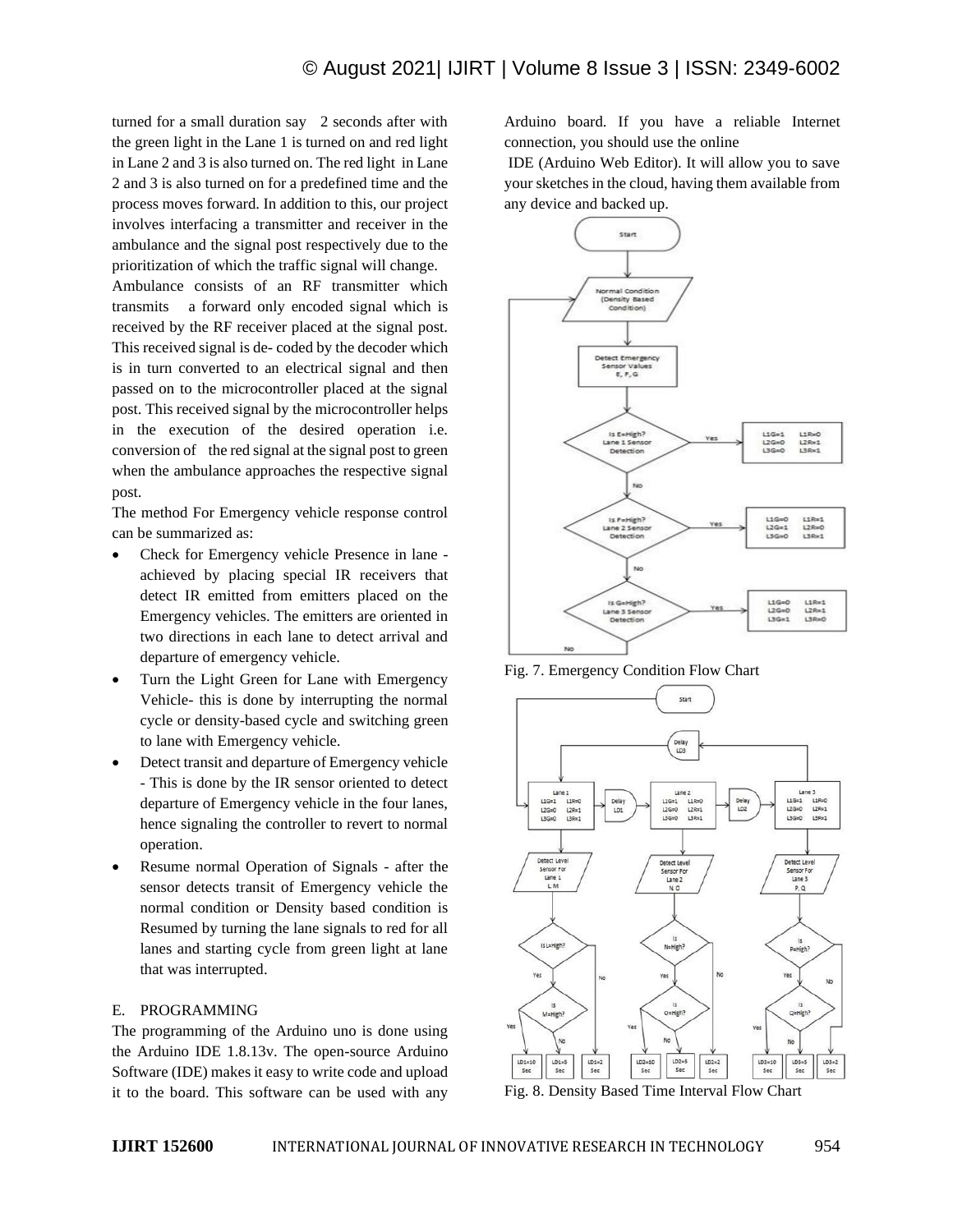turned for a small duration say 2 seconds after with the green light in the Lane 1 is turned on and red light in Lane 2 and 3 is also turned on. The red light in Lane 2 and 3 is also turned on for a predefined time and the process moves forward. In addition to this, our project involves interfacing a transmitter and receiver in the ambulance and the signal post respectively due to the prioritization of which the traffic signal will change.

Ambulance consists of an RF transmitter which transmits a forward only encoded signal which is received by the RF receiver placed at the signal post. This received signal is de- coded by the decoder which is in turn converted to an electrical signal and then passed on to the microcontroller placed at the signal post. This received signal by the microcontroller helps in the execution of the desired operation i.e. conversion of the red signal at the signal post to green when the ambulance approaches the respective signal post.

The method For Emergency vehicle response control can be summarized as:

- Check for Emergency vehicle Presence in lane - achieved by placing special IR receivers that detect IR emitted from emitters placed on the Emergency vehicles. The emitters are oriented in two directions in each lane to detect arrival and departure of emergency vehicle.
- Turn the Light Green for Lane with Emergency Vehicle- this is done by interrupting the normal cycle or density-based cycle and switching green to lane with Emergency vehicle.
- Detect transit and departure of Emergency vehicle - This is done by the IR sensor oriented to detect departure of Emergency vehicle in the four lanes, hence signaling the controller to revert to normal operation.
- Resume normal Operation of Signals - after the sensor detects transit of Emergency vehicle the normal condition or Density based condition is Resumed by turning the lane signals to red for all lanes and starting cycle from green light at lane that was interrupted.

### E. PROGRAMMING

The programming of the Arduino uno is done using the Arduino IDE 1.8.13v. The open-source Arduino Software (IDE) makes it easy to write code and upload it to the board. This software can be used with any Arduino board. If you have a reliable Internet connection, you should use the online IDE (Arduino Web Editor). It will allow you to save your sketches in the cloud, having them available from any device and backed up.

Fig. 7. Emergency Condition Flow Chart

Fig. 8. Density Based Time Interval Flow Chart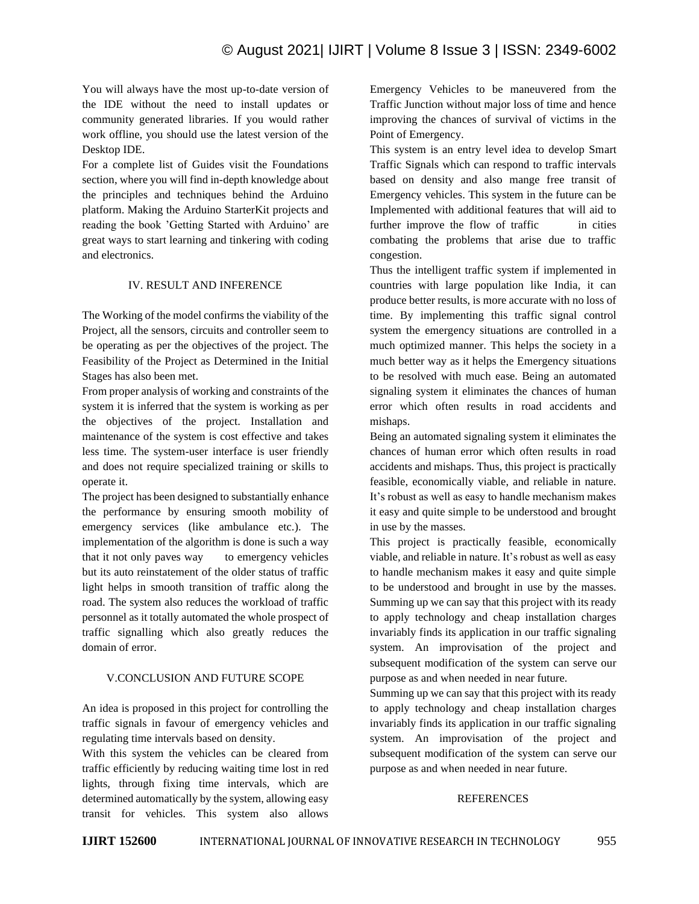You will always have the most up-to-date version of the IDE without the need to install updates or community generated libraries. If you would rather work offline, you should use the latest version of the Desktop IDE.

For a complete list of Guides visit the Foundations section, where you will find in-depth knowledge about the principles and techniques behind the Arduino platform. Making the Arduino StarterKit projects and reading the book 'Getting Started with Arduino' are great ways to start learning and tinkering with coding and electronics.

## IV. RESULT AND INFERENCE

The Working of the model confirms the viability of the Project, all the sensors, circuits and controller seem to be operating as per the objectives of the project. The Feasibility of the Project as Determined in the Initial Stages has also been met.

From proper analysis of working and constraints of the system it is inferred that the system is working as per the objectives of the project. Installation and maintenance of the system is cost effective and takes less time. The system-user interface is user friendly and does not require specialized training or skills to operate it.

The project has been designed to substantially enhance the performance by ensuring smooth mobility of emergency services (like ambulance etc.). The implementation of the algorithm is done is such a way that it not only paves way to emergency vehicles but its auto reinstatement of the older status of traffic light helps in smooth transition of traffic along the road. The system also reduces the workload of traffic personnel as it totally automated the whole prospect of traffic signalling which also greatly reduces the domain of error.

## V.CONCLUSION AND FUTURE SCOPE

An idea is proposed in this project for controlling the traffic signals in favour of emergency vehicles and regulating time intervals based on density.

With this system the vehicles can be cleared from traffic efficiently by reducing waiting time lost in red lights, through fixing time intervals, which are determined automatically by the system, allowing easy transit for vehicles. This system also allows Emergency Vehicles to be maneuvered from the Traffic Junction without major loss of time and hence improving the chances of survival of victims in the Point of Emergency.

This system is an entry level idea to develop Smart Traffic Signals which can respond to traffic intervals based on density and also mange free transit of Emergency vehicles. This system in the future can be Implemented with additional features that will aid to further improve the flow of traffic in cities combating the problems that arise due to traffic congestion.

Thus the intelligent traffic system if implemented in countries with large population like India, it can produce better results, is more accurate with no loss of time. By implementing this traffic signal control system the emergency situations are controlled in a much optimized manner. This helps the society in a much better way as it helps the Emergency situations to be resolved with much ease. Being an automated signaling system it eliminates the chances of human error which often results in road accidents and mishaps.

Being an automated signaling system it eliminates the chances of human error which often results in road accidents and mishaps. Thus, this project is practically feasible, economically viable, and reliable in nature. It's robust as well as easy to handle mechanism makes it easy and quite simple to be understood and brought in use by the masses.

This project is practically feasible, economically viable, and reliable in nature. It's robust as well as easy to handle mechanism makes it easy and quite simple to be understood and brought in use by the masses. Summing up we can say that this project with its ready to apply technology and cheap installation charges invariably finds its application in our traffic signaling system. An improvisation of the project and subsequent modification of the system can serve our purpose as and when needed in near future.

Summing up we can say that this project with its ready to apply technology and cheap installation charges invariably finds its application in our traffic signaling system. An improvisation of the project and subsequent modification of the system can serve our purpose as and when needed in near future.

## REFERENCES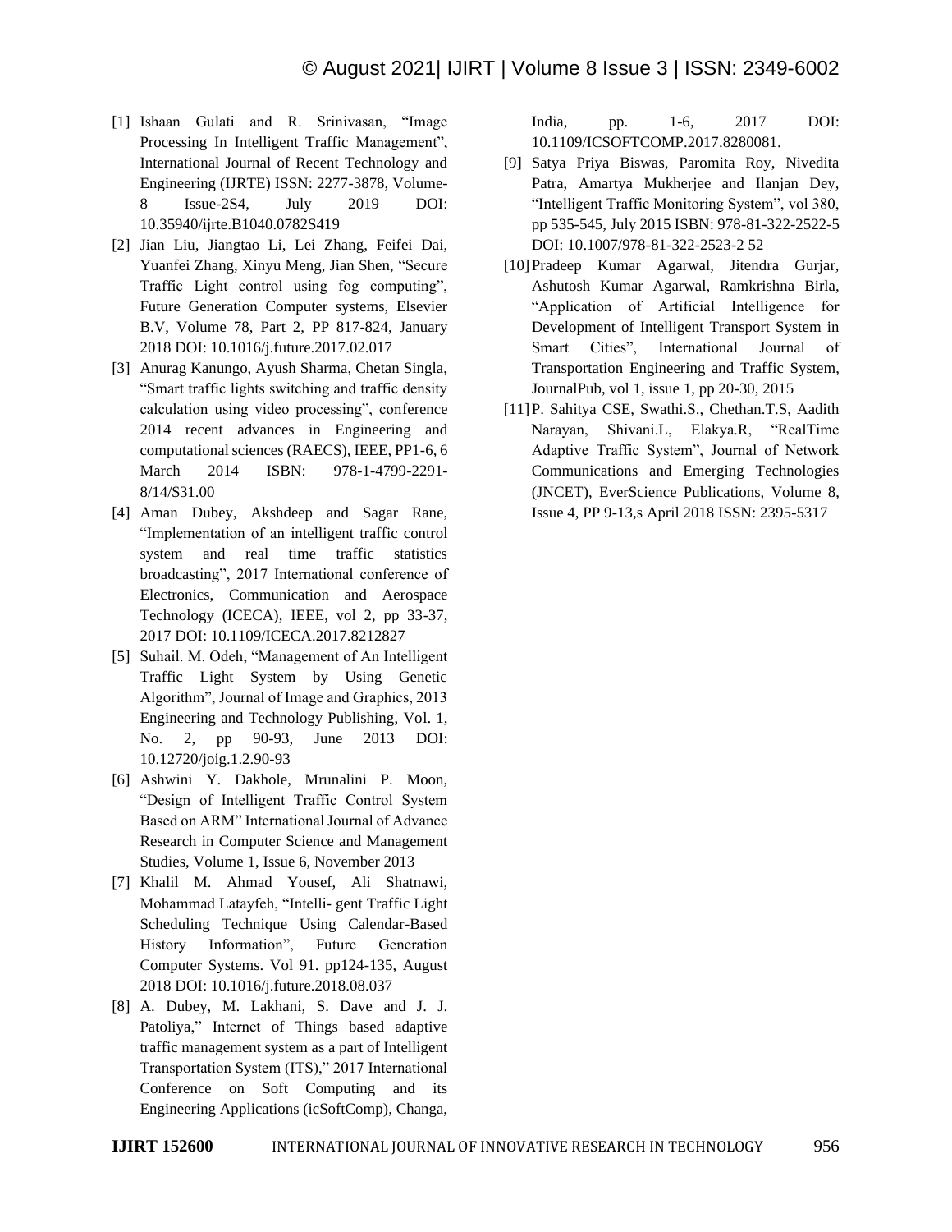[1] Ishaan Gulati and R. Srinivasan, "Image Processing In Intelligent Traffic Management", International Journal of Recent Technology and Engineering (IJRTE) ISSN: 2277-3878, Volume-8 Issue-2S4, July 2019 DOI: 10.35940/ijrte.B1040.0782S419

[2] Jian Liu, Jiangtao Li, Lei Zhang, Feifei Dai, Yuanfei Zhang, Xinyu Meng, Jian Shen, "Secure Traffic Light control using fog computing", Future Generation Computer systems, Elsevier B.V, Volume 78, Part 2, PP 817-824, January 2018 DOI: 10.1016/j.future.2017.02.017

[3] Anurag Kanungo, Ayush Sharma, Chetan Singla, "Smart traffic lights switching and traffic density calculation using video processing", conference 2014 recent advances in Engineering and computational sciences (RAECS), IEEE, PP1-6, 6 March 2014 ISBN: 978-1-4799-2291-8/14/$31.00

[4] Aman Dubey, Akshdeep and Sagar Rane, "Implementation of an intelligent traffic control system and real time traffic statistics broadcasting", 2017 International conference of Electronics, Communication and Aerospace Technology (ICECA), IEEE, vol 2, pp 33-37, 2017 DOI: 10.1109/ICECA.2017.8212827

[5] Suhail. M. Odeh, "Management of An Intelligent Traffic Light System by Using Genetic Algorithm", Journal of Image and Graphics, 2013 Engineering and Technology Publishing, Vol. 1, No. 2, pp 90-93, June 2013 DOI: 10.12720/joig.1.2.90-93

[6] Ashwini Y. Dakhole, Mrunalini P. Moon, "Design of Intelligent Traffic Control System Based on ARM" International Journal of Advance Research in Computer Science and Management Studies, Volume 1, Issue 6, November 2013

[7] Khalil M. Ahmad Yousef, Ali Shatnawi, Mohammad Latayfeh, "Intelli- gent Traffic Light Scheduling Technique Using Calendar-Based History Information", Future Generation Computer Systems. Vol 91. pp124-135, August 2018 DOI: 10.1016/j.future.2018.08.037

[8] A. Dubey, M. Lakhani, S. Dave and J. J. Patoliya," Internet of Things based adaptive traffic management system as a part of Intelligent Transportation System (ITS)," 2017 International Conference on Soft Computing and its Engineering Applications (icSoftComp), Changa, India, pp. 1-6, 2017 DOI: 10.1109/ICSOFTCOMP.2017.8280081.

[9] Satya Priya Biswas, Paromita Roy, Nivedita Patra, Amartya Mukherjee and Ilanjan Dey, "Intelligent Traffic Monitoring System", vol 380, pp 535-545, July 2015 ISBN: 978-81-322-2522-5 DOI: 10.1007/978-81-322-2523-2 52

[10] Pradeep Kumar Agarwal, Jitendra Gurjar, Ashutosh Kumar Agarwal, Ramkrishna Birla, "Application of Artificial Intelligence for Development of Intelligent Transport System in Smart Cities", International Journal of Transportation Engineering and Traffic System, JournalPub, vol 1, issue 1, pp 20-30, 2015

[11] P. Sahitya CSE, Swathi.S., Chethan.T.S, Aadith Narayan, Shivani.L, Elakya.R, "RealTime Adaptive Traffic System", Journal of Network Communications and Emerging Technologies (JNCET), EverScience Publications, Volume 8, Issue 4, PP 9-13,s April 2018 ISSN: 2395-5317